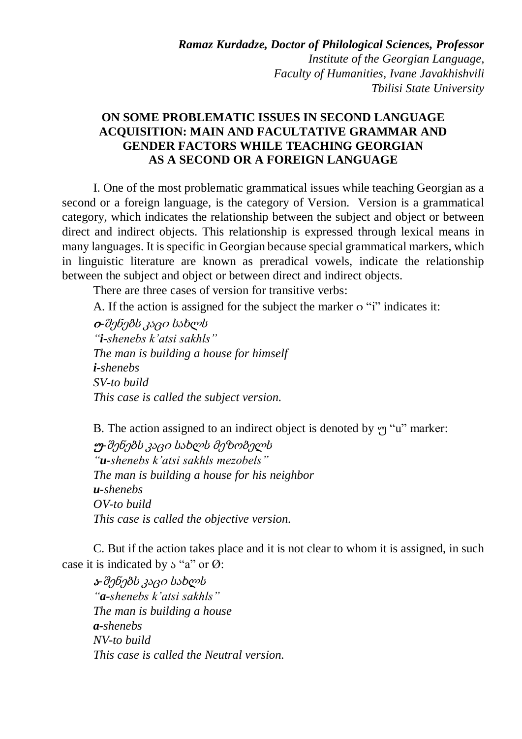*Ramaz Kurdadze, Doctor of Philological Sciences, Professor*
*Institute of the Georgian Language,*
*Faculty of Humanities, Ivane Javakhishvili*
*Tbilisi State University*

# ON SOME PROBLEMATIC ISSUES IN SECOND LANGUAGE ACQUISITION: MAIN AND FACULTATIVE GRAMMAR AND GENDER FACTORS WHILE TEACHING GEORGIAN AS A SECOND OR A FOREIGN LANGUAGE

I. One of the most problematic grammatical issues while teaching Georgian as a second or a foreign language, is the category of Version. Version is a grammatical category, which indicates the relationship between the subject and object or between direct and indirect objects. This relationship is expressed through lexical means in many languages. It is specific in Georgian because special grammatical markers, which in linguistic literature are known as preradical vowels, indicate the relationship between the subject and object or between direct and indirect objects.

There are three cases of version for transitive verbs:

A. If the action is assigned for the subject the marker ი "i" indicates it:

***ი***-*შენებს კაცი სახლს*
*"**i**-shenebs k'atsi sakhls"*
*The man is building a house for himself*
***i**-shenebs*
*SV-to build*
*This case is called the subject version.*

B. The action assigned to an indirect object is denoted by უ "u" marker:

***უ***-*შენებს კაცი სახლს მეზობელს*
*"**u**-shenebs k'atsi sakhls mezobels"*
*The man is building a house for his neighbor*
***u**-shenebs*
*OV-to build*
*This case is called the objective version.*

C. But if the action takes place and it is not clear to whom it is assigned, in such case it is indicated by ა "a" or Ø:

***ა***-*შენებს კაცი სახლს*
*"**a**-shenebs k'atsi sakhls"*
*The man is building a house*
***a**-shenebs*
*NV-to build*
*This case is called the Neutral version.*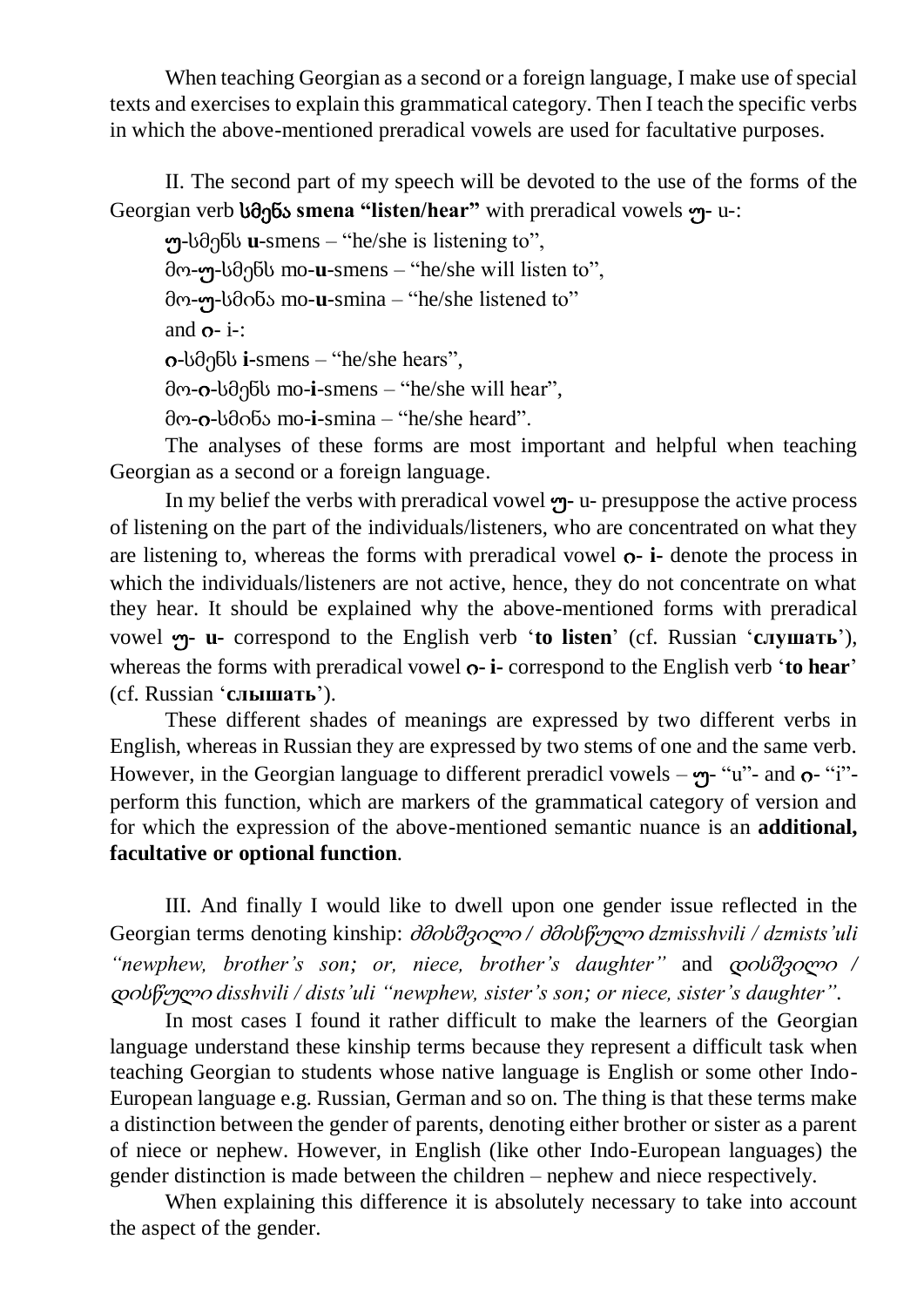When teaching Georgian as a second or a foreign language, I make use of special texts and exercises to explain this grammatical category. Then I teach the specific verbs in which the above-mentioned preradical vowels are used for facultative purposes.

II. The second part of my speech will be devoted to the use of the forms of the Georgian verb **სმენა smena "listen/hear"** with preradical vowels **უ-** u-:

**უ**-სმენს **u**-smens – "he/she is listening to",

მო-**უ**-სმენს mo-**u**-smens – "he/she will listen to",

მო-**უ**-სმინა mo-**u**-smina – "he/she listened to"

and **ი**- i-:

**ი**-სმენს **i**-smens – "he/she hears",

მო-**ი**-სმენს mo-**i**-smens – "he/she will hear",

მო-**ი**-სმინა mo-**i**-smina – "he/she heard".

The analyses of these forms are most important and helpful when teaching Georgian as a second or a foreign language.

In my belief the verbs with preradical vowel **უ-** u- presuppose the active process of listening on the part of the individuals/listeners, who are concentrated on what they are listening to, whereas the forms with preradical vowel **ი- i-** denote the process in which the individuals/listeners are not active, hence, they do not concentrate on what they hear. It should be explained why the above-mentioned forms with preradical vowel **უ- u-** correspond to the English verb '**to listen**' (cf. Russian '**слушать**'), whereas the forms with preradical vowel **ი- i-** correspond to the English verb '**to hear**' (cf. Russian '**слышать**').

These different shades of meanings are expressed by two different verbs in English, whereas in Russian they are expressed by two stems of one and the same verb. However, in the Georgian language to different preradicl vowels – **უ-** "u"- and **ი-** "i"- perform this function, which are markers of the grammatical category of version and for which the expression of the above-mentioned semantic nuance is an **additional, facultative or optional function**.

III. And finally I would like to dwell upon one gender issue reflected in the Georgian terms denoting kinship: *ძმისშვილი / ძმისწული dzmisshvili / dzmists'uli "newphew, brother's son; or, niece, brother's daughter"* and *დისშვილი / დისწული disshvili / dists'uli "newphew, sister's son; or niece, sister's daughter"*.

In most cases I found it rather difficult to make the learners of the Georgian language understand these kinship terms because they represent a difficult task when teaching Georgian to students whose native language is English or some other Indo-European language e.g. Russian, German and so on. The thing is that these terms make a distinction between the gender of parents, denoting either brother or sister as a parent of niece or nephew. However, in English (like other Indo-European languages) the gender distinction is made between the children – nephew and niece respectively.

When explaining this difference it is absolutely necessary to take into account the aspect of the gender.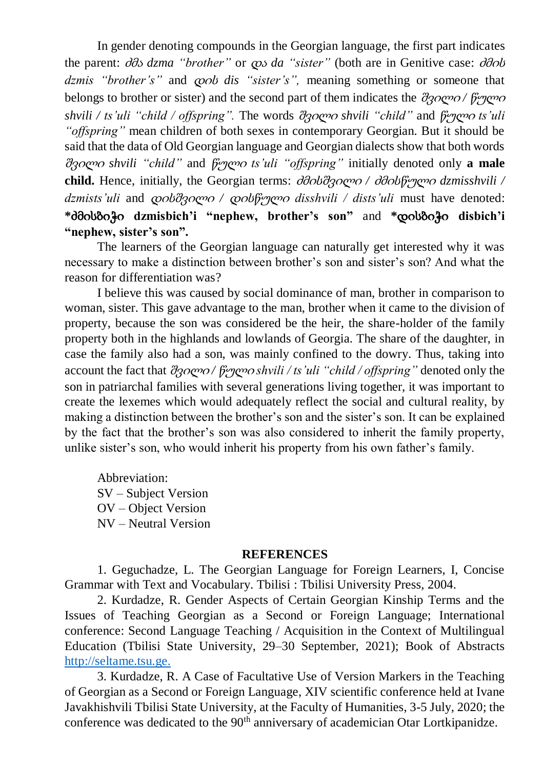In gender denoting compounds in the Georgian language, the first part indicates the parent: *ძმა dzma "brother"* or *და da "sister"* (both are in Genitive case: *ძმის dzmis "brother's"* and *დის dis "sister's",* meaning something or someone that belongs to brother or sister) and the second part of them indicates the *შვილი / წული shvili / ts'uli "child / offspring".* The words *შვილი shvili "child"* and *წული ts'uli "offspring"* mean children of both sexes in contemporary Georgian. But it should be said that the data of Old Georgian language and Georgian dialects show that both words *შვილი shvili "child"* and *წული ts'uli "offspring"* initially denoted only **a male child.** Hence, initially, the Georgian terms: *ძმისშვილი / ძმისწული dzmisshvili / dzmists'uli* and *დისშვილი / დისწული disshvili / dists'uli* must have denoted: ***ძმისბიჭი dzmisbich'i "nephew, brother's son"** and ***დისბიჭი disbich'i "nephew, sister's son".**

The learners of the Georgian language can naturally get interested why it was necessary to make a distinction between brother's son and sister's son? And what the reason for differentiation was?

I believe this was caused by social dominance of man, brother in comparison to woman, sister. This gave advantage to the man, brother when it came to the division of property, because the son was considered be the heir, the share-holder of the family property both in the highlands and lowlands of Georgia. The share of the daughter, in case the family also had a son, was mainly confined to the dowry. Thus, taking into account the fact that *შვილი / წული shvili / ts'uli "child / offspring"* denoted only the son in patriarchal families with several generations living together, it was important to create the lexemes which would adequately reflect the social and cultural reality, by making a distinction between the brother's son and the sister's son. It can be explained by the fact that the brother's son was also considered to inherit the family property, unlike sister's son, who would inherit his property from his own father's family.

Abbreviation:
SV – Subject Version
OV – Object Version
NV – Neutral Version

## REFERENCES

1. Geguchadze, L. The Georgian Language for Foreign Learners, I, Concise Grammar with Text and Vocabulary. Tbilisi : Tbilisi University Press, 2004.

2. Kurdadze, R. Gender Aspects of Certain Georgian Kinship Terms and the Issues of Teaching Georgian as a Second or Foreign Language; International conference: Second Language Teaching / Acquisition in the Context of Multilingual Education (Tbilisi State University, 29–30 September, 2021); Book of Abstracts http://seltame.tsu.ge.

3. Kurdadze, R. A Case of Facultative Use of Version Markers in the Teaching of Georgian as a Second or Foreign Language, XIV scientific conference held at Ivane Javakhishvili Tbilisi State University, at the Faculty of Humanities, 3-5 July, 2020; the conference was dedicated to the 90th anniversary of academician Otar Lortkipanidze.